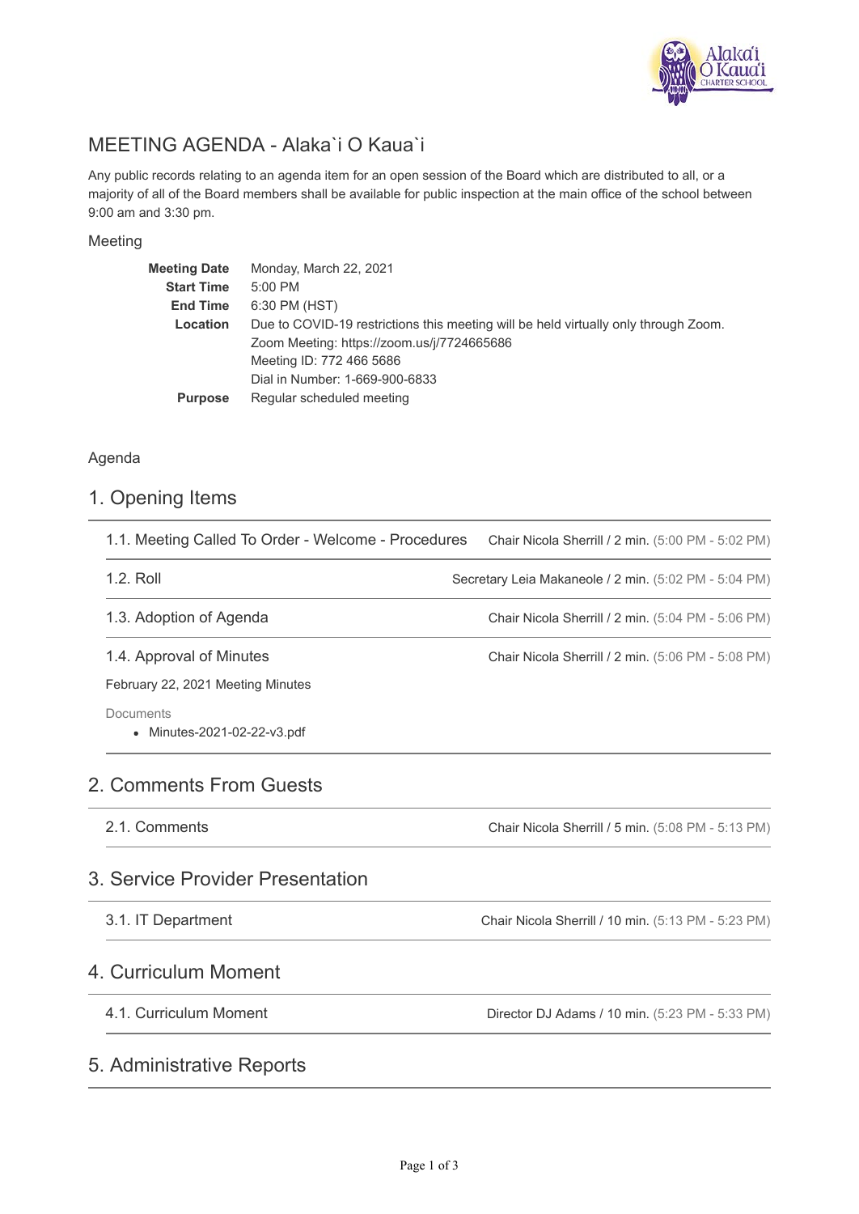# MEETING AGENDA - Alaka`i O Kaua`i

Any public records relating to an agenda item for an open session of the Board which are distributed to all, or a majority of all of the Board members shall be available for public inspection at the main office of the school between 9:00 am and 3:30 pm.

## Meeting

| | |
|---|---|
| **Meeting Date** | Monday, March 22, 2021 |
| **Start Time** | 5:00 PM |
| **End Time** | 6:30 PM (HST) |
| **Location** | Due to COVID-19 restrictions this meeting will be held virtually only through Zoom.<br>Zoom Meeting: https://zoom.us/j/7724665686<br>Meeting ID: 772 466 5686<br>Dial in Number: 1-669-900-6833 |
| **Purpose** | Regular scheduled meeting |

## Agenda

## 1. Opening Items

**1.1. Meeting Called To Order - Welcome - Procedures** — Chair Nicola Sherrill / 2 min. (5:00 PM - 5:02 PM)

**1.2. Roll** — Secretary Leia Makaneole / 2 min. (5:02 PM - 5:04 PM)

**1.3. Adoption of Agenda** — Chair Nicola Sherrill / 2 min. (5:04 PM - 5:06 PM)

**1.4. Approval of Minutes** — Chair Nicola Sherrill / 2 min. (5:06 PM - 5:08 PM)

February 22, 2021 Meeting Minutes

Documents

- Minutes-2021-02-22-v3.pdf

## 2. Comments From Guests

**2.1. Comments** — Chair Nicola Sherrill / 5 min. (5:08 PM - 5:13 PM)

## 3. Service Provider Presentation

**3.1. IT Department** — Chair Nicola Sherrill / 10 min. (5:13 PM - 5:23 PM)

## 4. Curriculum Moment

**4.1. Curriculum Moment** — Director DJ Adams / 10 min. (5:23 PM - 5:33 PM)

## 5. Administrative Reports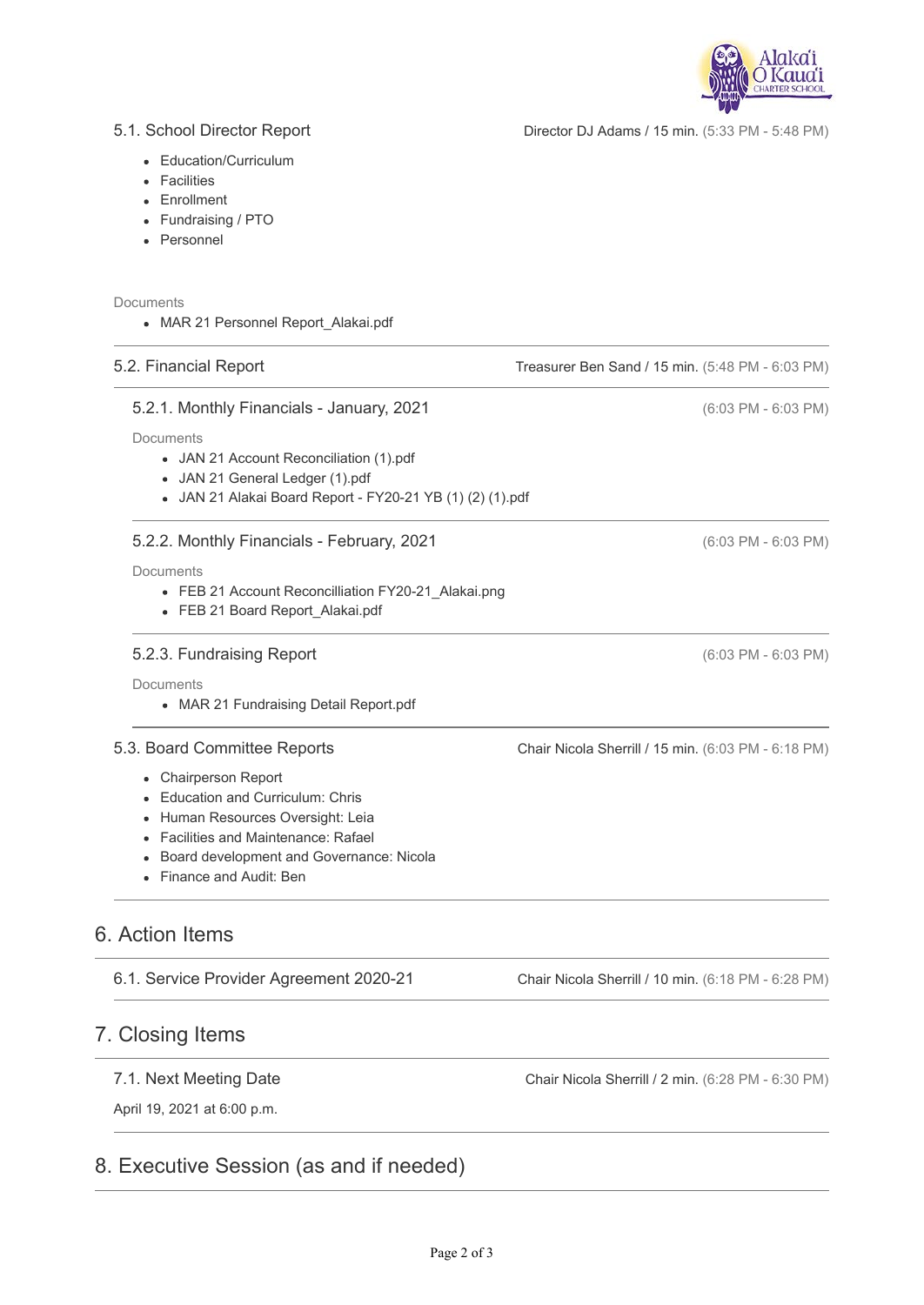### 5.1. School Director Report

Director DJ Adams / 15 min. (5:33 PM - 5:48 PM)

- Education/Curriculum
- Facilities
- Enrollment
- Fundraising / PTO
- Personnel

Documents

- MAR 21 Personnel Report_Alakai.pdf

### 5.2. Financial Report

Treasurer Ben Sand / 15 min. (5:48 PM - 6:03 PM)

#### 5.2.1. Monthly Financials - January, 2021

(6:03 PM - 6:03 PM)

Documents

- JAN 21 Account Reconciliation (1).pdf
- JAN 21 General Ledger (1).pdf
- JAN 21 Alakai Board Report - FY20-21 YB (1) (2) (1).pdf

#### 5.2.2. Monthly Financials - February, 2021

(6:03 PM - 6:03 PM)

Documents

- FEB 21 Account Reconcilliation FY20-21_Alakai.png
- FEB 21 Board Report_Alakai.pdf

#### 5.2.3. Fundraising Report

(6:03 PM - 6:03 PM)

Documents

- MAR 21 Fundraising Detail Report.pdf

### 5.3. Board Committee Reports

Chair Nicola Sherrill / 15 min. (6:03 PM - 6:18 PM)

- Chairperson Report
- Education and Curriculum: Chris
- Human Resources Oversight: Leia
- Facilities and Maintenance: Rafael
- Board development and Governance: Nicola
- Finance and Audit: Ben

## 6. Action Items

### 6.1. Service Provider Agreement 2020-21

Chair Nicola Sherrill / 10 min. (6:18 PM - 6:28 PM)

## 7. Closing Items

### 7.1. Next Meeting Date

Chair Nicola Sherrill / 2 min. (6:28 PM - 6:30 PM)

April 19, 2021 at 6:00 p.m.

## 8. Executive Session (as and if needed)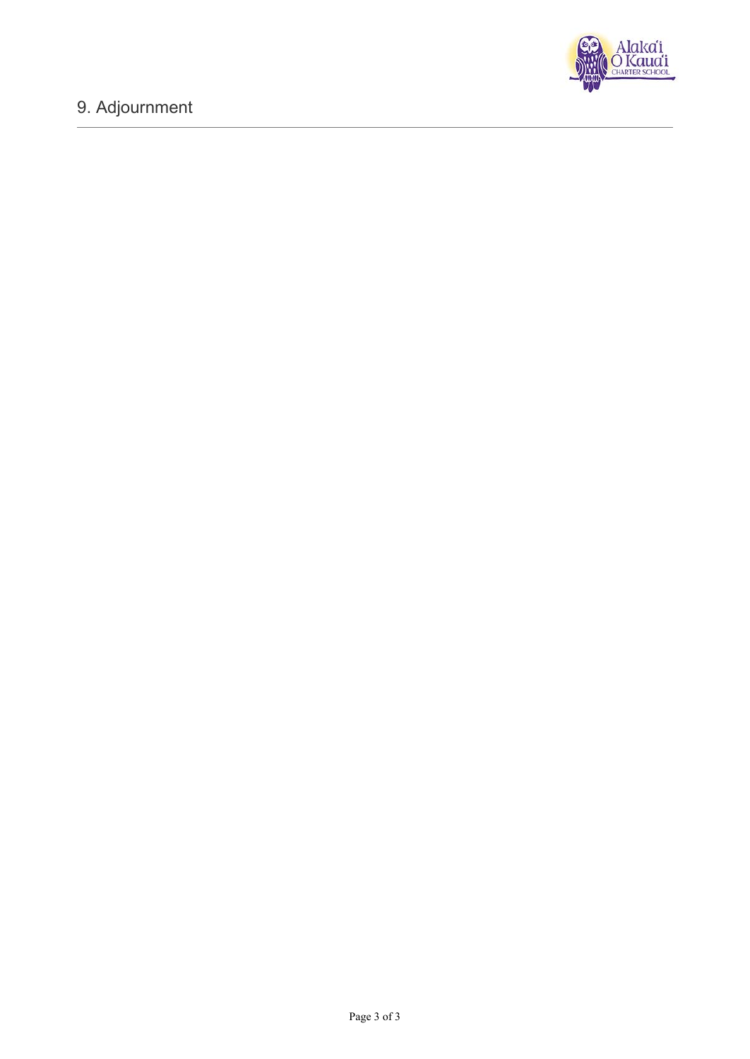## 9. Adjournment